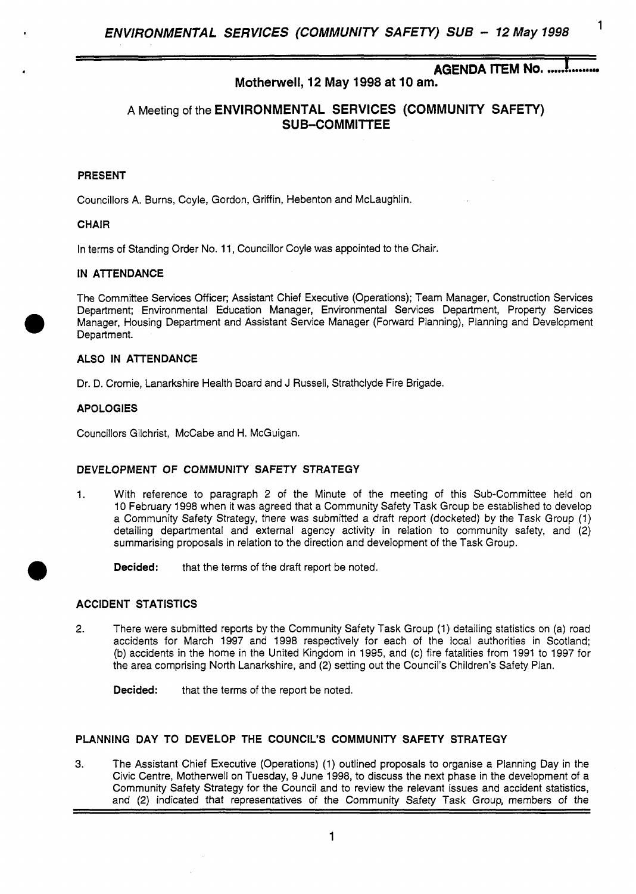**AGENDA ITEM No. ....1........**

**Motherwell, 12 May 1998 at 10 am.**

A Meeting of the **ENVIRONMENTAL SERVICES (COMMUNITY SAFETY) SUB-COMMITTEE**

### PRESENT

Councillors A. Burns, Coyle, Gordon, Griffin, Hebenton and McLaughlin.

### CHAIR

In terms of Standing Order No. 11, Councillor Coyle was appointed to the Chair.

### IN ATTENDANCE

The Committee Services Officer; Assistant Chief Executive (Operations); Team Manager, Construction Services Department; Environmental Education Manager, Environmental Services Department, Property Services Manager, Housing Department and Assistant Service Manager (Forward Planning), Planning and Development Department.

### ALSO IN ATTENDANCE

Dr. D. Cromie, Lanarkshire Health Board and J Russell, Strathclyde Fire Brigade.

### APOLOGIES

Councillors Gilchrist, McCabe and H. McGuigan.

### DEVELOPMENT OF COMMUNITY SAFETY STRATEGY

1. With reference to paragraph 2 of the Minute of the meeting of this Sub-Committee held on 10 February 1998 when it was agreed that a Community Safety Task Group be established to develop a Community Safety Strategy, there was submitted a draft report (docketed) by the Task Group (1) detailing departmental and external agency activity in relation to community safety, and (2) summarising proposals in relation to the direction and development of the Task Group.

   **Decided:** that the terms of the draft report be noted.

### ACCIDENT STATISTICS

2. There were submitted reports by the Community Safety Task Group (1) detailing statistics on (a) road accidents for March 1997 and 1998 respectively for each of the local authorities in Scotland; (b) accidents in the home in the United Kingdom in 1995, and (c) fire fatalities from 1991 to 1997 for the area comprising North Lanarkshire, and (2) setting out the Council's Children's Safety Plan.

   **Decided:** that the terms of the report be noted.

### PLANNING DAY TO DEVELOP THE COUNCIL'S COMMUNITY SAFETY STRATEGY

3. The Assistant Chief Executive (Operations) (1) outlined proposals to organise a Planning Day in the Civic Centre, Motherwell on Tuesday, 9 June 1998, to discuss the next phase in the development of a Community Safety Strategy for the Council and to review the relevant issues and accident statistics, and (2) indicated that representatives of the Community Safety Task Group, members of the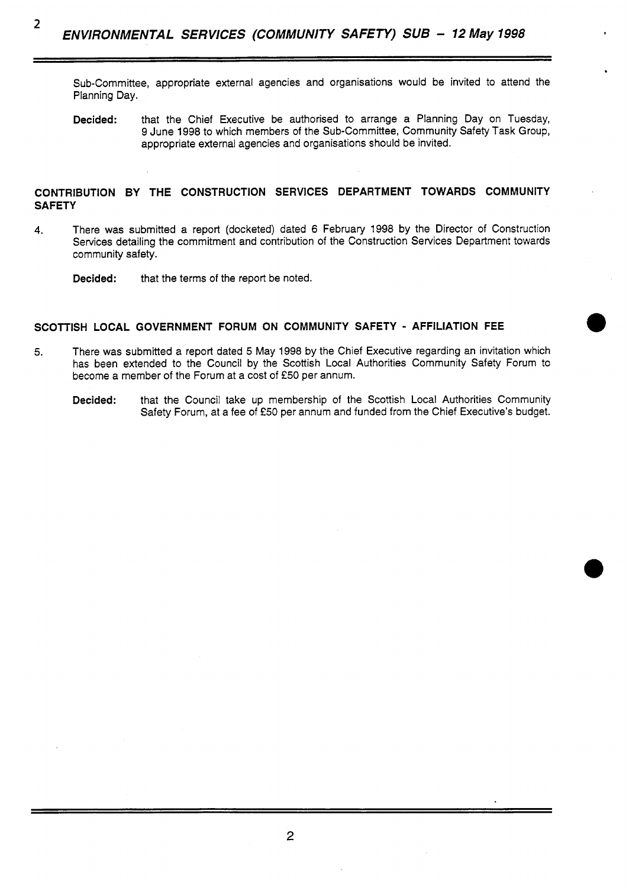Sub-Committee, appropriate external agencies and organisations would be invited to attend the Planning Day.

**Decided:** that the Chief Executive be authorised to arrange a Planning Day on Tuesday, 9 June 1998 to which members of the Sub-Committee, Community Safety Task Group, appropriate external agencies and organisations should be invited.

## CONTRIBUTION BY THE CONSTRUCTION SERVICES DEPARTMENT TOWARDS COMMUNITY SAFETY

4. There was submitted a report (docketed) dated 6 February 1998 by the Director of Construction Services detailing the commitment and contribution of the Construction Services Department towards community safety.

**Decided:** that the terms of the report be noted.

## SCOTTISH LOCAL GOVERNMENT FORUM ON COMMUNITY SAFETY - AFFILIATION FEE

5. There was submitted a report dated 5 May 1998 by the Chief Executive regarding an invitation which has been extended to the Council by the Scottish Local Authorities Community Safety Forum to become a member of the Forum at a cost of £50 per annum.

**Decided:** that the Council take up membership of the Scottish Local Authorities Community Safety Forum, at a fee of £50 per annum and funded from the Chief Executive's budget.